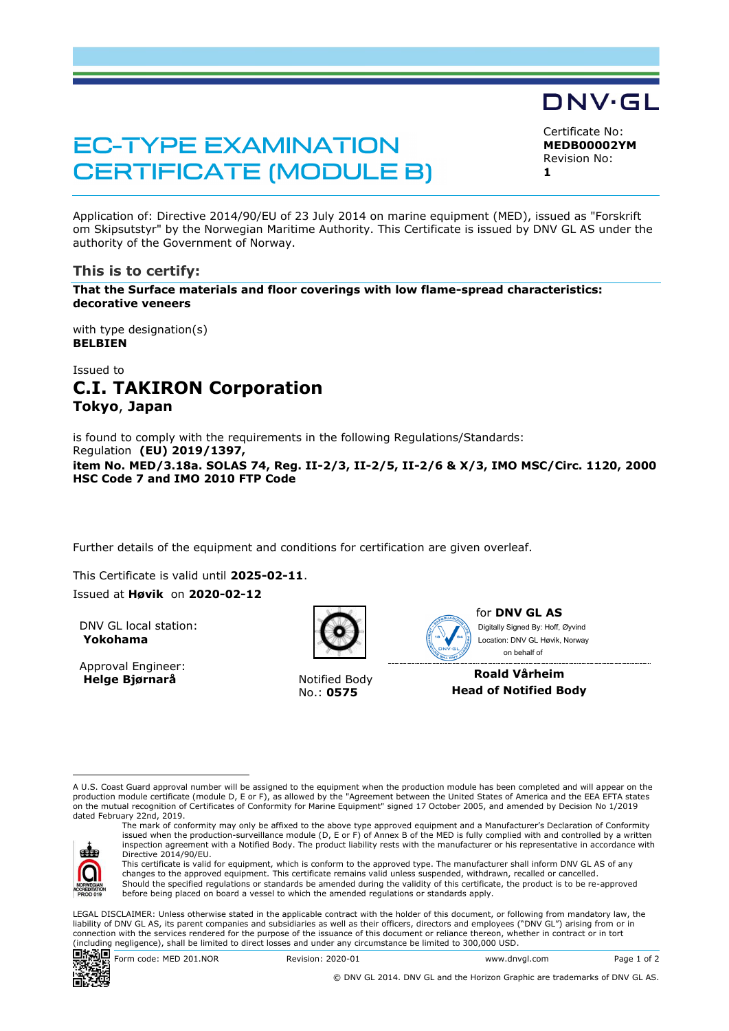DNV·GL

# EC-TYPE EXAMINATION CERTIFICATE (MODULE B)

Certificate No:
**MEDB00002YM**
Revision No:
**1**

Application of: Directive 2014/90/EU of 23 July 2014 on marine equipment (MED), issued as "Forskrift om Skipsutstyr" by the Norwegian Maritime Authority. This Certificate is issued by DNV GL AS under the authority of the Government of Norway.

## This is to certify:

**That the Surface materials and floor coverings with low flame-spread characteristics: decorative veneers**

with type designation(s)
**BELBIEN**

Issued to
## C.I. TAKIRON Corporation
**Tokyo**, **Japan**

is found to comply with the requirements in the following Regulations/Standards:
Regulation **(EU) 2019/1397,**
**item No. MED/3.18a. SOLAS 74, Reg. II-2/3, II-2/5, II-2/6 & X/3, IMO MSC/Circ. 1120, 2000 HSC Code 7 and IMO 2010 FTP Code**

Further details of the equipment and conditions for certification are given overleaf.

This Certificate is valid until **2025-02-11**.
Issued at **Høvik** on **2020-02-12**

DNV GL local station:
**Yokohama**

Approval Engineer:
**Helge Bjørnarå**

Notified Body
No.: **0575**

for **DNV GL AS**
Digitally Signed By: Hoff, Øyvind
Location: DNV GL Høvik, Norway
on behalf of

**Roald Vårheim**
**Head of Notified Body**

A U.S. Coast Guard approval number will be assigned to the equipment when the production module has been completed and will appear on the production module certificate (module D, E or F), as allowed by the "Agreement between the United States of America and the EEA EFTA states on the mutual recognition of Certificates of Conformity for Marine Equipment" signed 17 October 2005, and amended by Decision No 1/2019 dated February 22nd, 2019.

The mark of conformity may only be affixed to the above type approved equipment and a Manufacturer's Declaration of Conformity issued when the production-surveillance module (D, E or F) of Annex B of the MED is fully complied with and controlled by a written inspection agreement with a Notified Body. The product liability rests with the manufacturer or his representative in accordance with Directive 2014/90/EU.
This certificate is valid for equipment, which is conform to the approved type. The manufacturer shall inform DNV GL AS of any changes to the approved equipment. This certificate remains valid unless suspended, withdrawn, recalled or cancelled.
Should the specified regulations or standards be amended during the validity of this certificate, the product is to be re-approved before being placed on board a vessel to which the amended regulations or standards apply.

NORWEGIAN ACCREDITATION PROD 019

LEGAL DISCLAIMER: Unless otherwise stated in the applicable contract with the holder of this document, or following from mandatory law, the liability of DNV GL AS, its parent companies and subsidiaries as well as their officers, directors and employees ("DNV GL") arising from or in connection with the services rendered for the purpose of the issuance of this document or reliance thereon, whether in contract or in tort (including negligence), shall be limited to direct losses and under any circumstance be limited to 300,000 USD.

Form code: MED 201.NOR Revision: 2020-01 www.dnvgl.com

© DNV GL 2014. DNV GL and the Horizon Graphic are trademarks of DNV GL AS.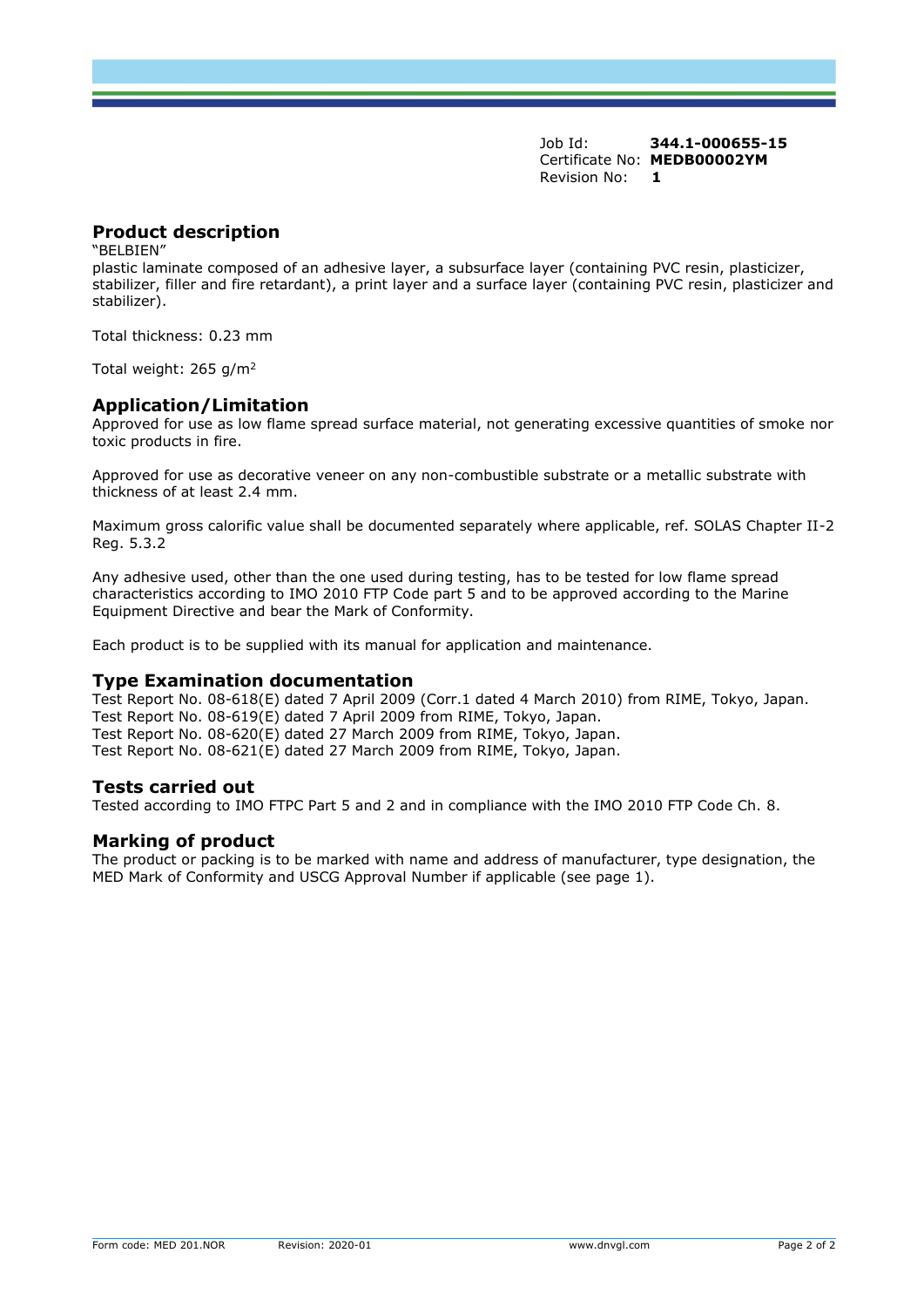Job Id: **344.1-000655-15**
Certificate No: **MEDB00002YM**
Revision No: **1**

## Product description

"BELBIEN"
plastic laminate composed of an adhesive layer, a subsurface layer (containing PVC resin, plasticizer, stabilizer, filler and fire retardant), a print layer and a surface layer (containing PVC resin, plasticizer and stabilizer).

Total thickness: 0.23 mm

Total weight: 265 g/m$^2$

## Application/Limitation

Approved for use as low flame spread surface material, not generating excessive quantities of smoke nor toxic products in fire.

Approved for use as decorative veneer on any non-combustible substrate or a metallic substrate with thickness of at least 2.4 mm.

Maximum gross calorific value shall be documented separately where applicable, ref. SOLAS Chapter II-2 Reg. 5.3.2

Any adhesive used, other than the one used during testing, has to be tested for low flame spread characteristics according to IMO 2010 FTP Code part 5 and to be approved according to the Marine Equipment Directive and bear the Mark of Conformity.

Each product is to be supplied with its manual for application and maintenance.

## Type Examination documentation

Test Report No. 08-618(E) dated 7 April 2009 (Corr.1 dated 4 March 2010) from RIME, Tokyo, Japan.
Test Report No. 08-619(E) dated 7 April 2009 from RIME, Tokyo, Japan.
Test Report No. 08-620(E) dated 27 March 2009 from RIME, Tokyo, Japan.
Test Report No. 08-621(E) dated 27 March 2009 from RIME, Tokyo, Japan.

## Tests carried out

Tested according to IMO FTPC Part 5 and 2 and in compliance with the IMO 2010 FTP Code Ch. 8.

## Marking of product

The product or packing is to be marked with name and address of manufacturer, type designation, the MED Mark of Conformity and USCG Approval Number if applicable (see page 1).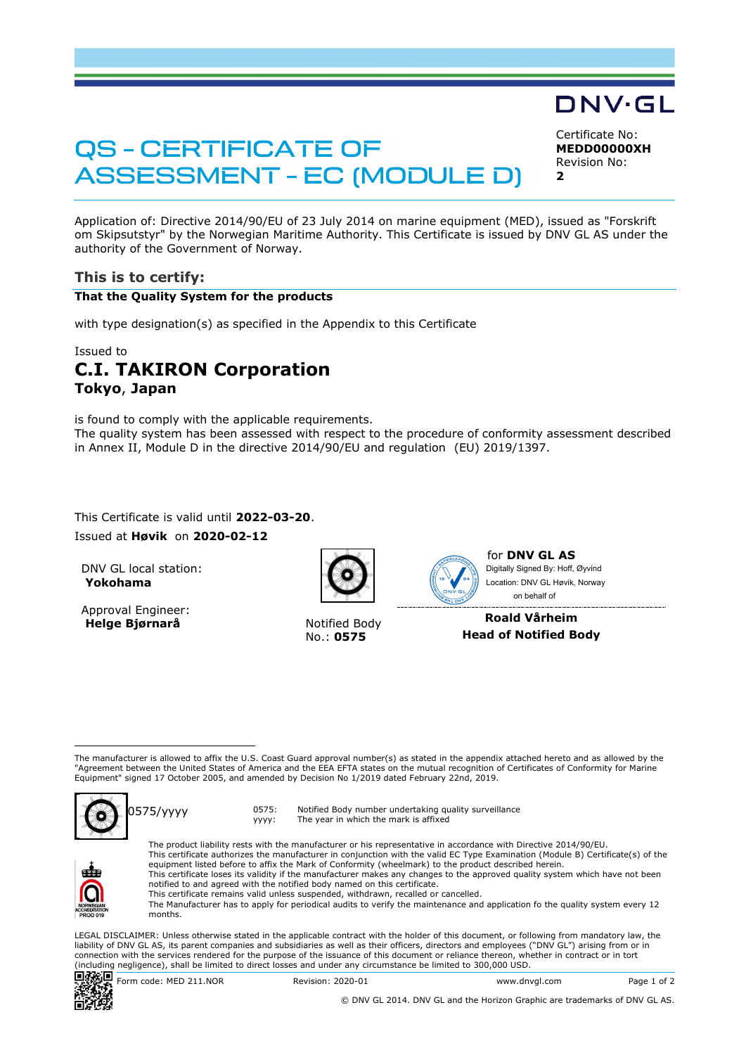DNV·GL

# QS - CERTIFICATE OF ASSESSMENT - EC (MODULE D)

Certificate No:
**MEDD00000XH**
Revision No:
**2**

Application of: Directive 2014/90/EU of 23 July 2014 on marine equipment (MED), issued as "Forskrift om Skipsutstyr" by the Norwegian Maritime Authority. This Certificate is issued by DNV GL AS under the authority of the Government of Norway.

## This is to certify:

**That the Quality System for the products**

with type designation(s) as specified in the Appendix to this Certificate

Issued to

# C.I. TAKIRON Corporation

**Tokyo, Japan**

is found to comply with the applicable requirements.
The quality system has been assessed with respect to the procedure of conformity assessment described in Annex II, Module D in the directive 2014/90/EU and regulation (EU) 2019/1397.

This Certificate is valid until **2022-03-20**.
Issued at **Høvik** on **2020-02-12**

DNV GL local station:
**Yokohama**

Approval Engineer:
**Helge Bjørnarå**

Notified Body
No.: **0575**

for **DNV GL AS**
Digitally Signed By: Hoff, Øyvind
Location: DNV GL Høvik, Norway
on behalf of

**Roald Vårheim**
**Head of Notified Body**

The manufacturer is allowed to affix the U.S. Coast Guard approval number(s) as stated in the appendix attached hereto and as allowed by the "Agreement between the United States of America and the EEA EFTA states on the mutual recognition of Certificates of Conformity for Marine Equipment" signed 17 October 2005, and amended by Decision No 1/2019 dated February 22nd, 2019.

0575/yyyy

0575: Notified Body number undertaking quality surveillance
yyyy: The year in which the mark is affixed

The product liability rests with the manufacturer or his representative in accordance with Directive 2014/90/EU.
This certificate authorizes the manufacturer in conjunction with the valid EC Type Examination (Module B) Certificate(s) of the equipment listed before to affix the Mark of Conformity (wheelmark) to the product described herein.
This certificate loses its validity if the manufacturer makes any changes to the approved quality system which have not been notified to and agreed with the notified body named on this certificate.
This certificate remains valid unless suspended, withdrawn, recalled or cancelled.
The Manufacturer has to apply for periodical audits to verify the maintenance and application fo the quality system every 12 months.

NORWEGIAN ACCREDITATION PROD 019

LEGAL DISCLAIMER: Unless otherwise stated in the applicable contract with the holder of this document, or following from mandatory law, the liability of DNV GL AS, its parent companies and subsidiaries as well as their officers, directors and employees ("DNV GL") arising from or in connection with the services rendered for the purpose of the issuance of this document or reliance thereon, whether in contract or in tort (including negligence), shall be limited to direct losses and under any circumstance be limited to 300,000 USD.

Form code: MED 211.NOR Revision: 2020-01 www.dnvgl.com

© DNV GL 2014. DNV GL and the Horizon Graphic are trademarks of DNV GL AS.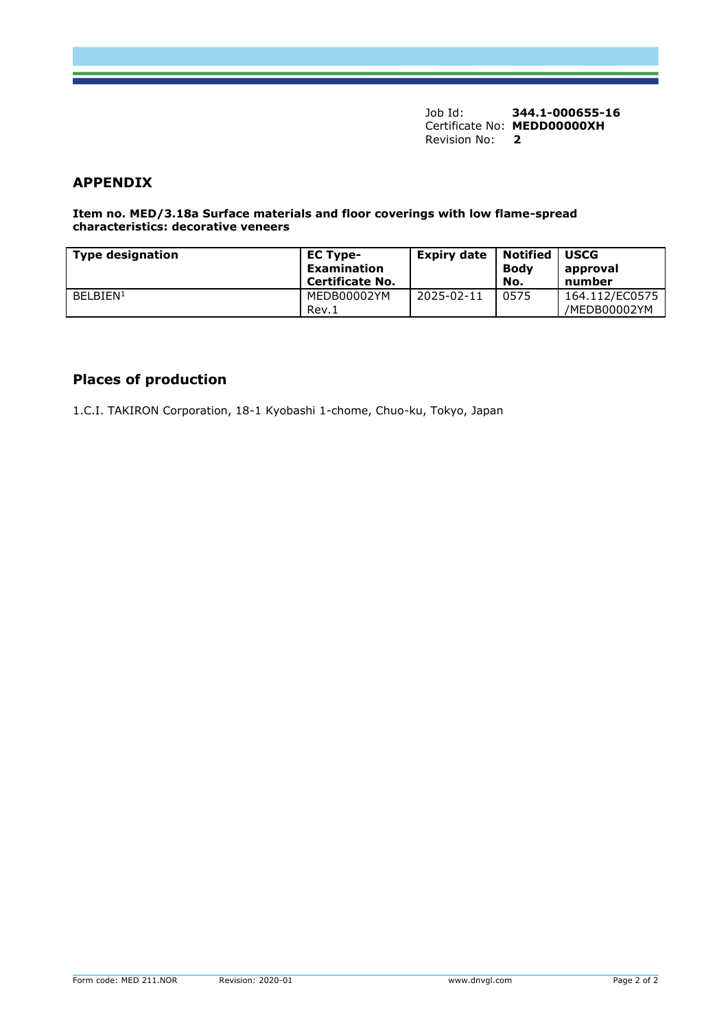Job Id: **344.1-000655-16**
Certificate No: **MEDD00000XH**
Revision No: **2**

## APPENDIX

**Item no. MED/3.18a Surface materials and floor coverings with low flame-spread characteristics: decorative veneers**

| Type designation | EC Type-Examination Certificate No. | Expiry date | Notified Body No. | USCG approval number |
|---|---|---|---|---|
| BELBIEN[1] | MEDB00002YM Rev.1 | 2025-02-11 | 0575 | 164.112/EC0575 /MEDB00002YM |

## Places of production

1.C.I. TAKIRON Corporation, 18-1 Kyobashi 1-chome, Chuo-ku, Tokyo, Japan

Form code: MED 211.NOR Revision: 2020-01 www.dnvgl.com